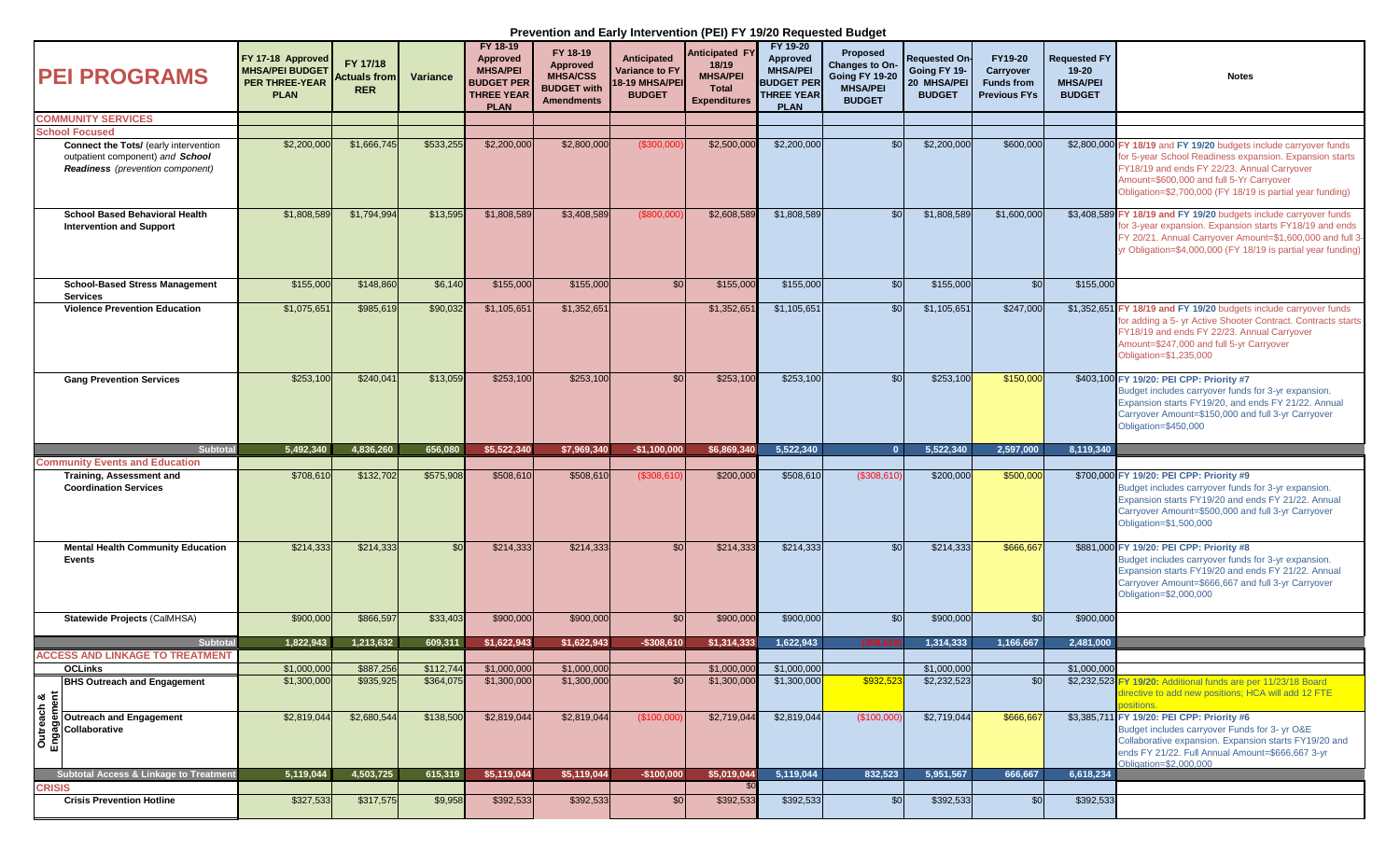# Prevention and Early Intervention (PEI) FY 19/20 Requested Budget

| PEI PROGRAMS | FY 17-18 Approved MHSA/PEI BUDGET PER THREE-YEAR PLAN | FY 17/18 Actuals from RER | Variance | FY 18-19 Approved MHSA/PEI BUDGET PER THREE YEAR PLAN | FY 18-19 Approved MHSA/CSS BUDGET with Amendments | Anticipated Variance to FY 18-19 MHSA/PEI BUDGET | Anticipated FY 18/19 MHSA/PEI Total Expenditures | FY 19-20 Approved MHSA/PEI BUDGET PER THREE YEAR PLAN | Proposed Changes to On-Going FY 19-20 MHSA/PEI BUDGET | Requested On-Going FY 19-20 MHSA/PEI BUDGET | FY19-20 Carryover Funds from Previous FYs | Requested FY 19-20 MHSA/PEI BUDGET | Notes |
|---|---|---|---|---|---|---|---|---|---|---|---|---|---|
| **COMMUNITY SERVICES** | | | | | | | | | | | | | |
| **School Focused** | | | | | | | | | | | | | |
| **Connect the Tots/** (early intervention outpatient component) *and* ***School Readiness*** *(prevention component)* | $2,200,000 | $1,666,745 | $533,255 | $2,200,000 | $2,800,000 | ($300,000) | $2,500,000 | $2,200,000 | $0 | $2,200,000 | $600,000 | $2,800,000 | FY 18/19 and FY 19/20 budgets include carryover funds for 5-year School Readiness expansion. Expansion starts FY18/19 and ends FY 22/23. Annual Carryover Amount=$600,000 and full 5-Yr Carryover Obligation=$2,700,000 (FY 18/19 is partial year funding) |
| **School Based Behavioral Health Intervention and Support** | $1,808,589 | $1,794,994 | $13,595 | $1,808,589 | $3,408,589 | ($800,000) | $2,608,589 | $1,808,589 | $0 | $1,808,589 | $1,600,000 | $3,408,589 | FY 18/19 and FY 19/20 budgets include carryover funds for 3-year expansion. Expansion starts FY18/19 and ends FY 20/21. Annual Carryover Amount=$1,600,000 and full 3-yr Obligation=$4,000,000 (FY 18/19 is partial year funding) |
| **School-Based Stress Management Services** | $155,000 | $148,860 | $6,140 | $155,000 | $155,000 | $0 | $155,000 | $155,000 | $0 | $155,000 | $0 | $155,000 | |
| **Violence Prevention Education** | $1,075,651 | $985,619 | $90,032 | $1,105,651 | $1,352,651 | | $1,352,651 | $1,105,651 | $0 | $1,105,651 | $247,000 | $1,352,651 | FY 18/19 and FY 19/20 budgets include carryover funds for adding a 5- yr Active Shooter Contract. Contracts starts FY18/19 and ends FY 22/23. Annual Carryover Amount=$247,000 and full 5-yr Carryover Obligation=$1,235,000 |
| **Gang Prevention Services** | $253,100 | $240,041 | $13,059 | $253,100 | $253,100 | $0 | $253,100 | $253,100 | $0 | $253,100 | $150,000 | $403,100 | FY 19/20: PEI CPP: Priority #7 Budget includes carryover funds for 3-yr expansion. Expansion starts FY19/20, and ends FY 21/22. Annual Carryover Amount=$150,000 and full 3-yr Carryover Obligation=$450,000 |
| **Subtotal** | **5,492,340** | **4,836,260** | **656,080** | **$5,522,340** | **$7,969,340** | **-$1,100,000** | **$6,869,340** | **5,522,340** | **0** | **5,522,340** | **2,597,000** | **8,119,340** | |
| **Community Events and Education** | | | | | | | | | | | | | |
| **Training, Assessment and Coordination Services** | $708,610 | $132,702 | $575,908 | $508,610 | $508,610 | ($308,610) | $200,000 | $508,610 | ($308,610) | $200,000 | $500,000 | $700,000 | FY 19/20: PEI CPP: Priority #9 Budget includes carryover funds for 3-yr expansion. Expansion starts FY19/20 and ends FY 21/22. Annual Carryover Amount=$500,000 and full 3-yr Carryover Obligation=$1,500,000 |
| **Mental Health Community Education Events** | $214,333 | $214,333 | $0 | $214,333 | $214,333 | $0 | $214,333 | $214,333 | $0 | $214,333 | $666,667 | $881,000 | FY 19/20: PEI CPP: Priority #8 Budget includes carryover funds for 3-yr expansion. Expansion starts FY19/20 and ends FY 21/22. Annual Carryover Amount=$666,667 and full 3-yr Carryover Obligation=$2,000,000 |
| **Statewide Projects** (CalMHSA) | $900,000 | $866,597 | $33,403 | $900,000 | $900,000 | $0 | $900,000 | $900,000 | $0 | $900,000 | $0 | $900,000 | |
| **Subtotal** | **1,822,943** | **1,213,632** | **609,311** | **$1,622,943** | **$1,622,943** | **-$308,610** | **$1,314,333** | **1,622,943** | **(308,610)** | **1,314,333** | **1,166,667** | **2,481,000** | |
| **ACCESS AND LINKAGE TO TREATMENT** | | | | | | | | | | | | | |
| **OCLinks** | $1,000,000 | $887,256 | $112,744 | $1,000,000 | $1,000,000 | | $1,000,000 | $1,000,000 | | $1,000,000 | | $1,000,000 | |
| Outreach & Engagement: **BHS Outreach and Engagement** | $1,300,000 | $935,925 | $364,075 | $1,300,000 | $1,300,000 | $0 | $1,300,000 | $1,300,000 | $932,523 | $2,232,523 | $0 | $2,232,523 | FY 19/20: Additional funds are per 11/23/18 Board directive to add new positions; HCA will add 12 FTE positions. |
| Outreach & Engagement: **Outreach and Engagement Collaborative** | $2,819,044 | $2,680,544 | $138,500 | $2,819,044 | $2,819,044 | ($100,000) | $2,719,044 | $2,819,044 | ($100,000) | $2,719,044 | $666,667 | $3,385,711 | FY 19/20: PEI CPP: Priority #6 Budget includes carryover Funds for 3- yr O&E Collaborative expansion. Expansion starts FY19/20 and ends FY 21/22. Full Annual Amount=$666,667 3-yr Obligation=$2,000,000 |
| **Subtotal Access & Linkage to Treatment** | **5,119,044** | **4,503,725** | **615,319** | **$5,119,044** | **$5,119,044** | **-$100,000** | **$5,019,044** | **5,119,044** | **832,523** | **5,951,567** | **666,667** | **6,618,234** | |
| **CRISIS** | | | | | | | $0 | | | | | | |
| **Crisis Prevention Hotline** | $327,533 | $317,575 | $9,958 | $392,533 | $392,533 | $0 | $392,533 | $392,533 | $0 | $392,533 | $0 | $392,533 | |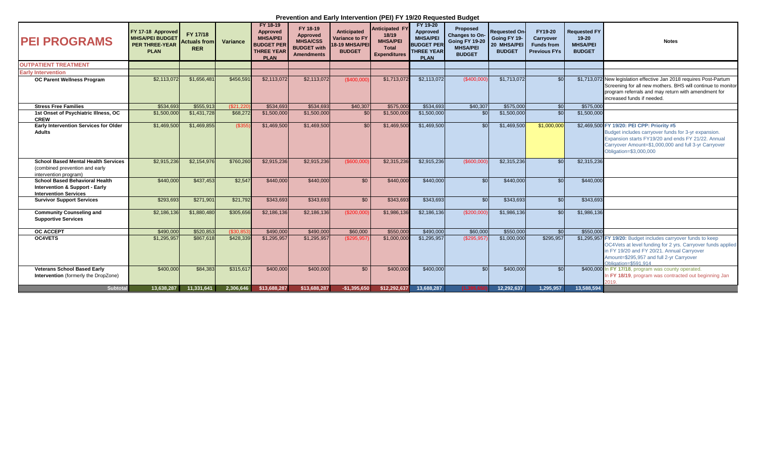# Prevention and Early Intervention (PEI) FY 19/20 Requested Budget

| PEI PROGRAMS | FY 17-18 Approved MHSA/PEI BUDGET PER THREE-YEAR PLAN | FY 17/18 Actuals from RER | Variance | FY 18-19 Approved MHSA/PEI BUDGET PER THREE YEAR PLAN | FY 18-19 Approved MHSA/CSS BUDGET with Amendments | Anticipated Variance to FY 18-19 MHSA/PEI BUDGET | Anticipated FY 18/19 MHSA/PEI Total Expenditures | FY 19-20 Approved MHSA/PEI BUDGET PER THREE YEAR PLAN | Proposed Changes to On-Going FY 19-20 MHSA/PEI BUDGET | Requested On-Going FY 19-20 MHSA/PEI BUDGET | FY19-20 Carryover Funds from Previous FYs | Requested FY 19-20 MHSA/PEI BUDGET | Notes |
|---|---|---|---|---|---|---|---|---|---|---|---|---|---|
| **OUTPATIENT TREATMENT** | | | | | | | | | | | | | |
| **Early Intervention** | | | | | | | | | | | | | |
| **OC Parent Wellness Program** | $2,113,072 | $1,656,481 | $456,591 | $2,113,072 | $2,113,072 | ($400,000) | $1,713,072 | $2,113,072 | ($400,000) | $1,713,072 | $0 | $1,713,072 | New legislation effective Jan 2018 requires Post-Partum Screening for all new mothers. BHS will continue to monitor program referrals and may return with amendment for increased funds if needed. |
| **Stress Free Families** | $534,693 | $555,913 | ($21,220) | $534,693 | $534,693 | $40,307 | $575,000 | $534,693 | $40,307 | $575,000 | $0 | $575,000 | |
| **1st Onset of Psychiatric Illness, OC CREW** | $1,500,000 | $1,431,728 | $68,272 | $1,500,000 | $1,500,000 | $0 | $1,500,000 | $1,500,000 | $0 | $1,500,000 | $0 | $1,500,000 | |
| **Early Intervention Services for Older Adults** | $1,469,500 | $1,469,855 | ($355) | $1,469,500 | $1,469,500 | $0 | $1,469,500 | $1,469,500 | $0 | $1,469,500 | $1,000,000 | $2,469,500 | FY 19/20: PEI CPP: Priority #5 Budget includes carryover funds for 3-yr expansion. Expansion starts FY19/20 and ends FY 21/22. Annual Carryover Amount=$1,000,000 and full 3-yr Carryover Obligation=$3,000,000 |
| **School Based Mental Health Services** (combined prevention and early intervention program) | $2,915,236 | $2,154,976 | $760,260 | $2,915,236 | $2,915,236 | ($600,000) | $2,315,236 | $2,915,236 | ($600,000) | $2,315,236 | $0 | $2,315,236 | |
| **School Based Behavioral Health Intervention & Support - Early Intervention Services** | $440,000 | $437,453 | $2,547 | $440,000 | $440,000 | $0 | $440,000 | $440,000 | $0 | $440,000 | $0 | $440,000 | |
| **Survivor Support Services** | $293,693 | $271,901 | $21,792 | $343,693 | $343,693 | $0 | $343,693 | $343,693 | $0 | $343,693 | $0 | $343,693 | |
| **Community Counseling and Supportive Services** | $2,186,136 | $1,880,480 | $305,656 | $2,186,136 | $2,186,136 | ($200,000) | $1,986,136 | $2,186,136 | ($200,000) | $1,986,136 | $0 | $1,986,136 | |
| **OC ACCEPT** | $490,000 | $520,853 | ($30,853) | $490,000 | $490,000 | $60,000 | $550,000 | $490,000 | $60,000 | $550,000 | $0 | $550,000 | |
| **OC4VETS** | $1,295,957 | $867,618 | $428,339 | $1,295,957 | $1,295,957 | ($295,957) | $1,000,000 | $1,295,957 | ($295,957) | $1,000,000 | $295,957 | $1,295,957 | FY 19/20: Budget includes carryover funds to keep OC4Vets at level funding for 2 yrs. Carryover funds applied in FY 19/20 and FY 20/21. Annual Carryover Amount=$295,957 and full 2-yr Carryover Obligation=$591,914 |
| **Veterans School Based Early Intervention** (formerly the DropZone) | $400,000 | $84,383 | $315,617 | $400,000 | $400,000 | $0 | $400,000 | $400,000 | $0 | $400,000 | $0 | $400,000 | In FY 17/18, program was county operated. In FY 18/19, program was contracted out beginning Jan 2019. |
| **Subtotal** | 13,638,287 | 11,331,641 | 2,306,646 | $13,688,287 | $13,688,287 | -$1,395,650 | $12,292,637 | 13,688,287 | (1,395,650) | 12,292,637 | 1,295,957 | 13,588,594 | |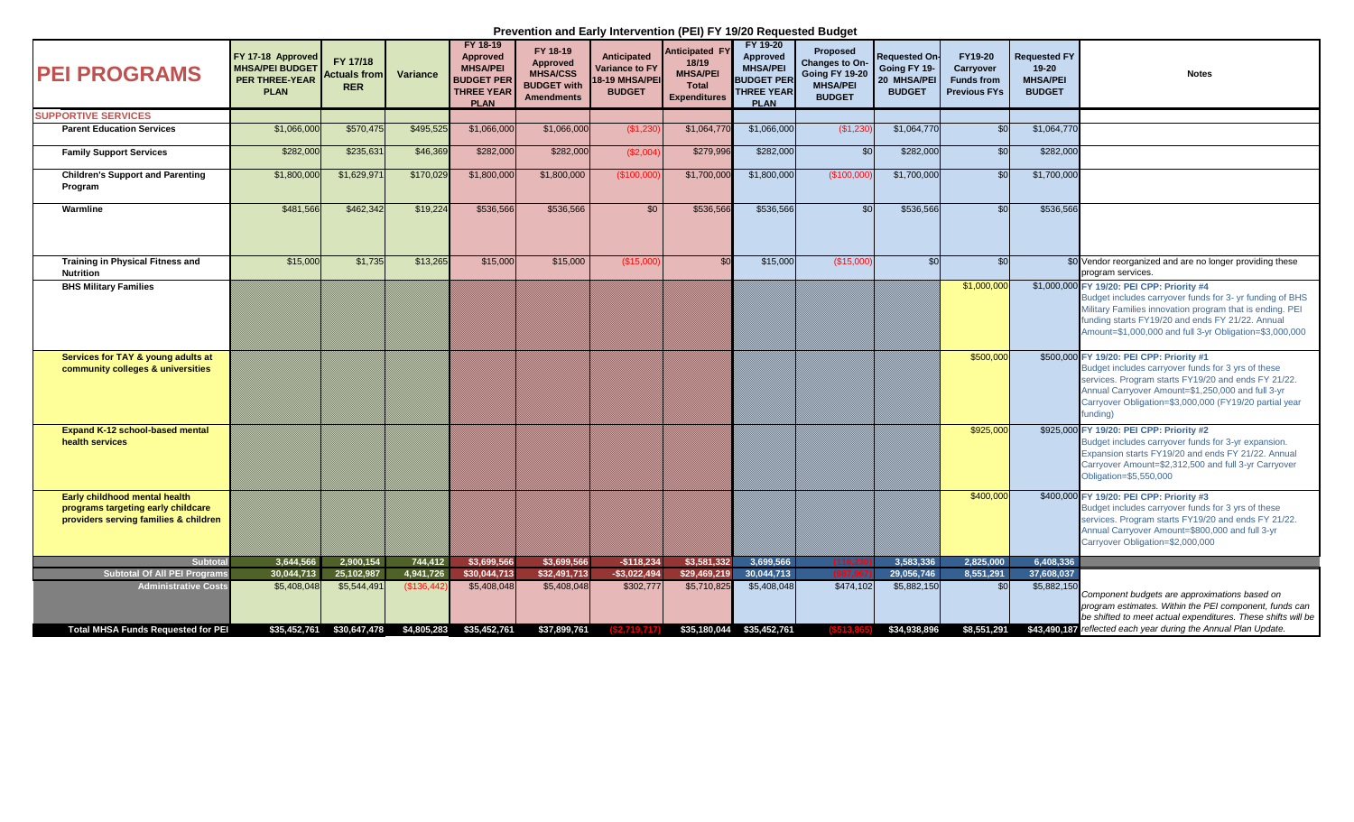# Prevention and Early Intervention (PEI) FY 19/20 Requested Budget

| PEI PROGRAMS | FY 17-18 Approved MHSA/PEI BUDGET PER THREE-YEAR PLAN | FY 17/18 Actuals from RER | Variance | FY 18-19 Approved MHSA/PEI BUDGET PER THREE YEAR PLAN | FY 18-19 Approved MHSA/CSS BUDGET with Amendments | Anticipated Variance to FY 18-19 MHSA/PEI BUDGET | Anticipated FY 18/19 MHSA/PEI Total Expenditures | FY 19-20 Approved MHSA/PEI BUDGET PER THREE YEAR PLAN | Proposed Changes to On-Going FY 19-20 MHSA/PEI BUDGET | Requested On-Going FY 19-20 MHSA/PEI BUDGET | FY19-20 Carryover Funds from Previous FYs | Requested FY 19-20 MHSA/PEI BUDGET | Notes |
|---|---|---|---|---|---|---|---|---|---|---|---|---|---|
| **SUPPORTIVE SERVICES** | | | | | | | | | | | | | |
| **Parent Education Services** | $1,066,000 | $570,475 | $495,525 | $1,066,000 | $1,066,000 | ($1,230) | $1,064,770 | $1,066,000 | ($1,230) | $1,064,770 | $0 | $1,064,770 | |
| **Family Support Services** | $282,000 | $235,631 | $46,369 | $282,000 | $282,000 | ($2,004) | $279,996 | $282,000 | $0 | $282,000 | $0 | $282,000 | |
| **Children's Support and Parenting Program** | $1,800,000 | $1,629,971 | $170,029 | $1,800,000 | $1,800,000 | ($100,000) | $1,700,000 | $1,800,000 | ($100,000) | $1,700,000 | $0 | $1,700,000 | |
| **Warmline** | $481,566 | $462,342 | $19,224 | $536,566 | $536,566 | $0 | $536,566 | $536,566 | $0 | $536,566 | $0 | $536,566 | |
| **Training in Physical Fitness and Nutrition** | $15,000 | $1,735 | $13,265 | $15,000 | $15,000 | ($15,000) | $0 | $15,000 | ($15,000) | $0 | $0 | $0 | Vendor reorganized and are no longer providing these program services. |
| **BHS Military Families** | | | | | | | | | | | $1,000,000 | $1,000,000 | FY 19/20: PEI CPP: Priority #4 Budget includes carryover funds for 3- yr funding of BHS Military Families innovation program that is ending. PEI funding starts FY19/20 and ends FY 21/22. Annual Amount=$1,000,000 and full 3-yr Obligation=$3,000,000 |
| **Services for TAY & young adults at community colleges & universities** | | | | | | | | | | | $500,000 | $500,000 | FY 19/20: PEI CPP: Priority #1 Budget includes carryover funds for 3 yrs of these services. Program starts FY19/20 and ends FY 21/22. Annual Carryover Amount=$1,250,000 and full 3-yr Carryover Obligation=$3,000,000 (FY19/20 partial year funding) |
| **Expand K-12 school-based mental health services** | | | | | | | | | | | $925,000 | $925,000 | FY 19/20: PEI CPP: Priority #2 Budget includes carryover funds for 3-yr expansion. Expansion starts FY19/20 and ends FY 21/22. Annual Carryover Amount=$2,312,500 and full 3-yr Carryover Obligation=$5,550,000 |
| **Early childhood mental health programs targeting early childcare providers serving families & children** | | | | | | | | | | | $400,000 | $400,000 | FY 19/20: PEI CPP: Priority #3 Budget includes carryover funds for 3 yrs of these services. Program starts FY19/20 and ends FY 21/22. Annual Carryover Amount=$800,000 and full 3-yr Carryover Obligation=$2,000,000 |
| **Subtotal** | 3,644,566 | 2,900,154 | 744,412 | $3,699,566 | $3,699,566 | -$118,234 | $3,581,332 | 3,699,566 | (116,230) | 3,583,336 | 2,825,000 | 6,408,336 | |
| **Subtotal Of All PEI Programs** | 30,044,713 | 25,102,987 | 4,941,726 | $30,044,713 | $32,491,713 | -$3,022,494 | $29,469,219 | 30,044,713 | (987,967) | 29,056,746 | 8,551,291 | 37,608,037 | |
| **Administrative Costs** | $5,408,048 | $5,544,491 | ($136,442) | $5,408,048 | $5,408,048 | $302,777 | $5,710,825 | $5,408,048 | $474,102 | $5,882,150 | $0 | $5,882,150 | *Component budgets are approximations based on program estimates. Within the PEI component, funds can be shifted to meet actual expenditures. These shifts will be reflected each year during the Annual Plan Update.* |
| **Total MHSA Funds Requested for PEI** | $35,452,761 | $30,647,478 | $4,805,283 | $35,452,761 | $37,899,761 | ($2,719,717) | $35,180,044 | $35,452,761 | ($513,865) | $34,938,896 | $8,551,291 | $43,490,187 | |